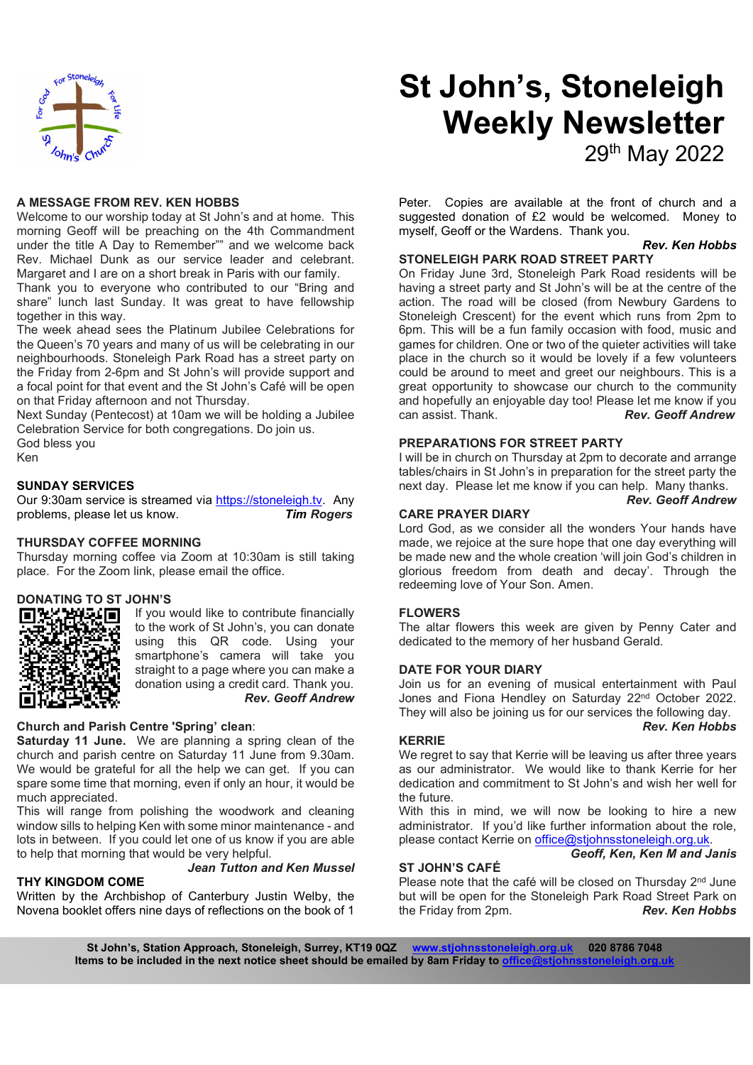# St John's, Stoneleigh Weekly Newsletter

29th May 2022

## A MESSAGE FROM REV. KEN HOBBS

Welcome to our worship today at St John's and at home. This morning Geoff will be preaching on the 4th Commandment under the title A Day to Remember"" and we welcome back Rev. Michael Dunk as our service leader and celebrant. Margaret and I are on a short break in Paris with our family.

Thank you to everyone who contributed to our "Bring and share" lunch last Sunday. It was great to have fellowship together in this way.

The week ahead sees the Platinum Jubilee Celebrations for the Queen's 70 years and many of us will be celebrating in our neighbourhoods. Stoneleigh Park Road has a street party on the Friday from 2-6pm and St John's will provide support and a focal point for that event and the St John's Café will be open on that Friday afternoon and not Thursday.

Next Sunday (Pentecost) at 10am we will be holding a Jubilee Celebration Service for both congregations. Do join us.

God bless you

Ken

## SUNDAY SERVICES

Our 9:30am service is streamed via https://stoneleigh.tv. Any problems, please let us know.

***Tim Rogers***

## THURSDAY COFFEE MORNING

Thursday morning coffee via Zoom at 10:30am is still taking place. For the Zoom link, please email the office.

## DONATING TO ST JOHN'S

If you would like to contribute financially to the work of St John's, you can donate using this QR code. Using your smartphone's camera will take you straight to a page where you can make a donation using a credit card. Thank you.

***Rev. Geoff Andrew***

## Church and Parish Centre 'Spring' clean:

**Saturday 11 June.** We are planning a spring clean of the church and parish centre on Saturday 11 June from 9.30am. We would be grateful for all the help we can get. If you can spare some time that morning, even if only an hour, it would be much appreciated.

This will range from polishing the woodwork and cleaning window sills to helping Ken with some minor maintenance - and lots in between. If you could let one of us know if you are able to help that morning that would be very helpful.

***Jean Tutton and Ken Mussel***

## THY KINGDOM COME

Written by the Archbishop of Canterbury Justin Welby, the Novena booklet offers nine days of reflections on the book of 1 Peter. Copies are available at the front of church and a suggested donation of £2 would be welcomed. Money to myself, Geoff or the Wardens. Thank you.

***Rev. Ken Hobbs***

## STONELEIGH PARK ROAD STREET PARTY

On Friday June 3rd, Stoneleigh Park Road residents will be having a street party and St John's will be at the centre of the action. The road will be closed (from Newbury Gardens to Stoneleigh Crescent) for the event which runs from 2pm to 6pm. This will be a fun family occasion with food, music and games for children. One or two of the quieter activities will take place in the church so it would be lovely if a few volunteers could be around to meet and greet our neighbours. This is a great opportunity to showcase our church to the community and hopefully an enjoyable day too! Please let me know if you can assist. Thank.

***Rev. Geoff Andrew***

## PREPARATIONS FOR STREET PARTY

I will be in church on Thursday at 2pm to decorate and arrange tables/chairs in St John's in preparation for the street party the next day. Please let me know if you can help. Many thanks.

***Rev. Geoff Andrew***

## CARE PRAYER DIARY

Lord God, as we consider all the wonders Your hands have made, we rejoice at the sure hope that one day everything will be made new and the whole creation 'will join God's children in glorious freedom from death and decay'. Through the redeeming love of Your Son. Amen.

## FLOWERS

The altar flowers this week are given by Penny Cater and dedicated to the memory of her husband Gerald.

## DATE FOR YOUR DIARY

Join us for an evening of musical entertainment with Paul Jones and Fiona Hendley on Saturday 22nd October 2022. They will also be joining us for our services the following day.

***Rev. Ken Hobbs***

## KERRIE

We regret to say that Kerrie will be leaving us after three years as our administrator. We would like to thank Kerrie for her dedication and commitment to St John's and wish her well for the future.

With this in mind, we will now be looking to hire a new administrator. If you'd like further information about the role, please contact Kerrie on office@stjohnsstoneleigh.org.uk.

***Geoff, Ken, Ken M and Janis***

## ST JOHN'S CAFÉ

Please note that the café will be closed on Thursday 2nd June but will be open for the Stoneleigh Park Road Street Park on the Friday from 2pm.

***Rev. Ken Hobbs***

**St John's, Station Approach, Stoneleigh, Surrey, KT19 0QZ www.stjohnsstoneleigh.org.uk 020 8786 7048**
**Items to be included in the next notice sheet should be emailed by 8am Friday to office@stjohnsstoneleigh.org.uk**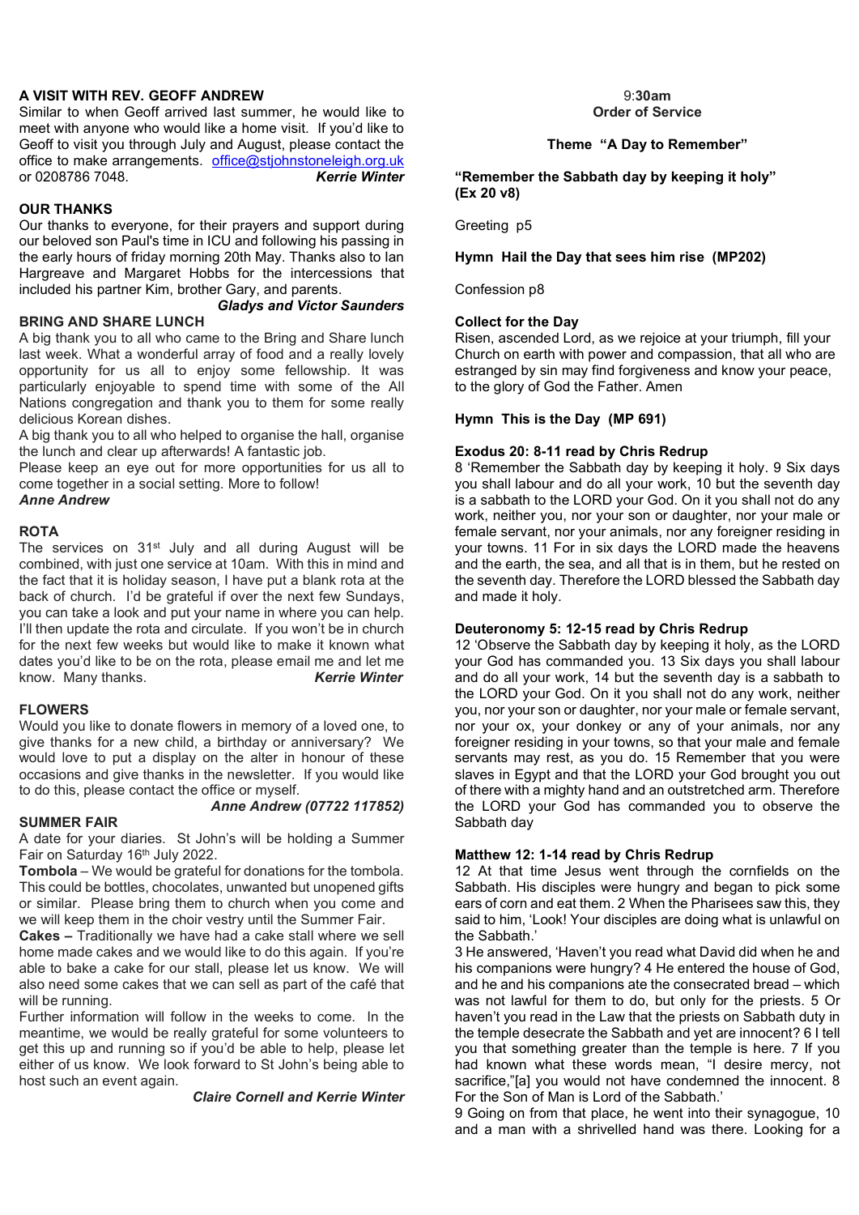## A VISIT WITH REV. GEOFF ANDREW

Similar to when Geoff arrived last summer, he would like to meet with anyone who would like a home visit. If you'd like to Geoff to visit you through July and August, please contact the office to make arrangements. office@stjohnstoneleigh.org.uk or 0208786 7048. ***Kerrie Winter***

## OUR THANKS

Our thanks to everyone, for their prayers and support during our beloved son Paul's time in ICU and following his passing in the early hours of friday morning 20th May. Thanks also to Ian Hargreave and Margaret Hobbs for the intercessions that included his partner Kim, brother Gary, and parents.

***Gladys and Victor Saunders***

## BRING AND SHARE LUNCH

A big thank you to all who came to the Bring and Share lunch last week. What a wonderful array of food and a really lovely opportunity for us all to enjoy some fellowship. It was particularly enjoyable to spend time with some of the All Nations congregation and thank you to them for some really delicious Korean dishes.

A big thank you to all who helped to organise the hall, organise the lunch and clear up afterwards! A fantastic job.

Please keep an eye out for more opportunities for us all to come together in a social setting. More to follow!

***Anne Andrew***

## ROTA

The services on 31st July and all during August will be combined, with just one service at 10am. With this in mind and the fact that it is holiday season, I have put a blank rota at the back of church. I'd be grateful if over the next few Sundays, you can take a look and put your name in where you can help. I'll then update the rota and circulate. If you won't be in church for the next few weeks but would like to make it known what dates you'd like to be on the rota, please email me and let me know. Many thanks. ***Kerrie Winter***

## FLOWERS

Would you like to donate flowers in memory of a loved one, to give thanks for a new child, a birthday or anniversary? We would love to put a display on the alter in honour of these occasions and give thanks in the newsletter. If you would like to do this, please contact the office or myself.

***Anne Andrew (07722 117852)***

## SUMMER FAIR

A date for your diaries. St John's will be holding a Summer Fair on Saturday 16th July 2022.

**Tombola** – We would be grateful for donations for the tombola. This could be bottles, chocolates, unwanted but unopened gifts or similar. Please bring them to church when you come and we will keep them in the choir vestry until the Summer Fair.

**Cakes** – Traditionally we have had a cake stall where we sell home made cakes and we would like to do this again. If you're able to bake a cake for our stall, please let us know. We will also need some cakes that we can sell as part of the café that will be running.

Further information will follow in the weeks to come. In the meantime, we would be really grateful for some volunteers to get this up and running so if you'd be able to help, please let either of us know. We look forward to St John's being able to host such an event again.

***Claire Cornell and Kerrie Winter***

## 9:30am Order of Service

### Theme "A Day to Remember"

**"Remember the Sabbath day by keeping it holy" (Ex 20 v8)**

Greeting p5

**Hymn Hail the Day that sees him rise (MP202)**

Confession p8

**Collect for the Day**

Risen, ascended Lord, as we rejoice at your triumph, fill your Church on earth with power and compassion, that all who are estranged by sin may find forgiveness and know your peace, to the glory of God the Father. Amen

**Hymn This is the Day (MP 691)**

**Exodus 20: 8-11 read by Chris Redrup**

8 'Remember the Sabbath day by keeping it holy. 9 Six days you shall labour and do all your work, 10 but the seventh day is a sabbath to the LORD your God. On it you shall not do any work, neither you, nor your son or daughter, nor your male or female servant, nor your animals, nor any foreigner residing in your towns. 11 For in six days the LORD made the heavens and the earth, the sea, and all that is in them, but he rested on the seventh day. Therefore the LORD blessed the Sabbath day and made it holy.

**Deuteronomy 5: 12-15 read by Chris Redrup**

12 'Observe the Sabbath day by keeping it holy, as the LORD your God has commanded you. 13 Six days you shall labour and do all your work, 14 but the seventh day is a sabbath to the LORD your God. On it you shall not do any work, neither you, nor your son or daughter, nor your male or female servant, nor your ox, your donkey or any of your animals, nor any foreigner residing in your towns, so that your male and female servants may rest, as you do. 15 Remember that you were slaves in Egypt and that the LORD your God brought you out of there with a mighty hand and an outstretched arm. Therefore the LORD your God has commanded you to observe the Sabbath day

**Matthew 12: 1-14 read by Chris Redrup**

12 At that time Jesus went through the cornfields on the Sabbath. His disciples were hungry and began to pick some ears of corn and eat them. 2 When the Pharisees saw this, they said to him, 'Look! Your disciples are doing what is unlawful on the Sabbath.'

3 He answered, 'Haven't you read what David did when he and his companions were hungry? 4 He entered the house of God, and he and his companions ate the consecrated bread – which was not lawful for them to do, but only for the priests. 5 Or haven't you read in the Law that the priests on Sabbath duty in the temple desecrate the Sabbath and yet are innocent? 6 I tell you that something greater than the temple is here. 7 If you had known what these words mean, "I desire mercy, not sacrifice,"[a] you would not have condemned the innocent. 8 For the Son of Man is Lord of the Sabbath.'

9 Going on from that place, he went into their synagogue, 10 and a man with a shrivelled hand was there. Looking for a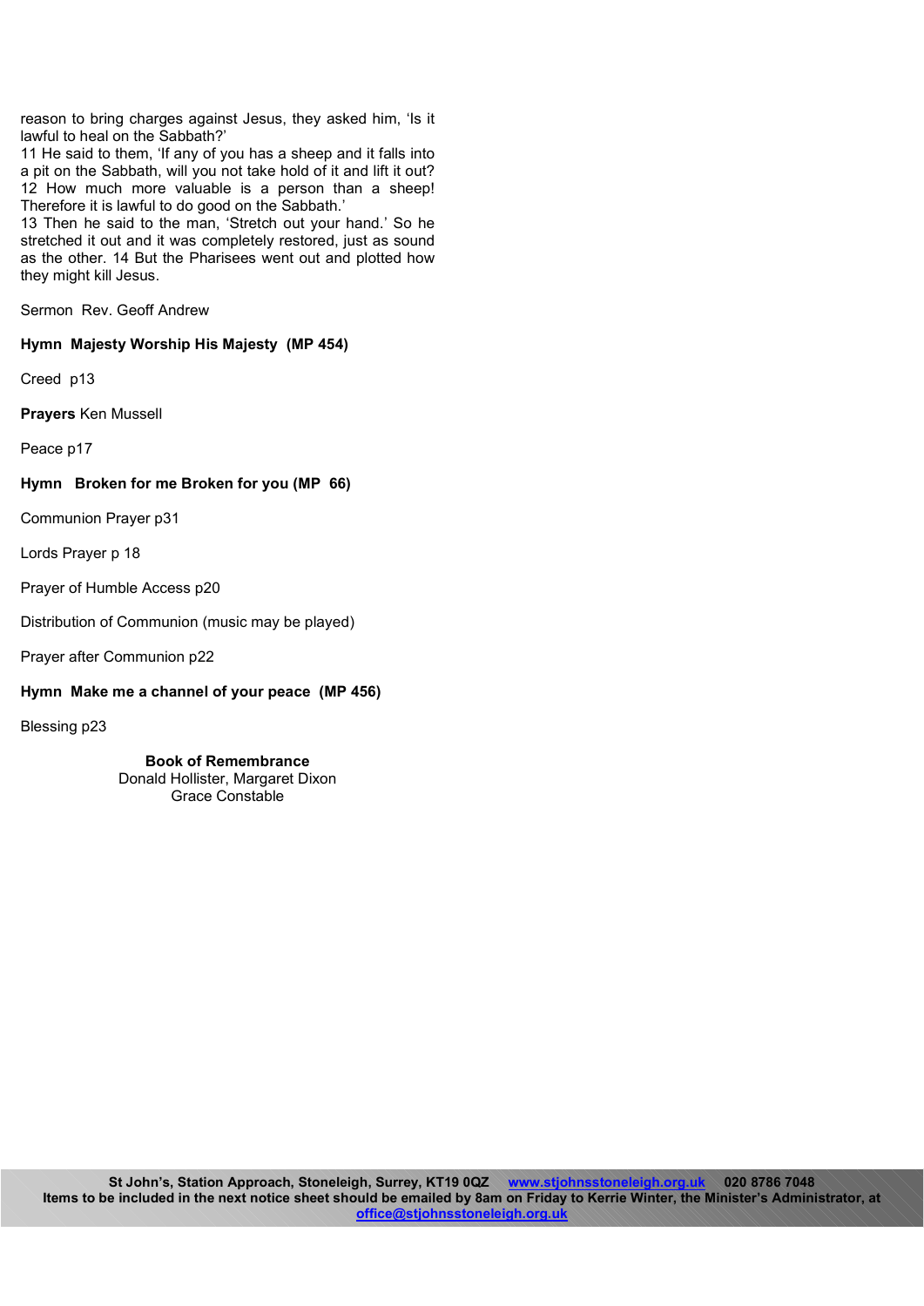reason to bring charges against Jesus, they asked him, 'Is it lawful to heal on the Sabbath?'

11 He said to them, 'If any of you has a sheep and it falls into a pit on the Sabbath, will you not take hold of it and lift it out? 12 How much more valuable is a person than a sheep! Therefore it is lawful to do good on the Sabbath.'

13 Then he said to the man, 'Stretch out your hand.' So he stretched it out and it was completely restored, just as sound as the other. 14 But the Pharisees went out and plotted how they might kill Jesus.

Sermon Rev. Geoff Andrew

**Hymn Majesty Worship His Majesty (MP 454)**

Creed p13

**Prayers** Ken Mussell

Peace p17

**Hymn Broken for me Broken for you (MP 66)**

Communion Prayer p31

Lords Prayer p 18

Prayer of Humble Access p20

Distribution of Communion (music may be played)

Prayer after Communion p22

**Hymn Make me a channel of your peace (MP 456)**

Blessing p23

**Book of Remembrance**
Donald Hollister, Margaret Dixon
Grace Constable

**St John's, Station Approach, Stoneleigh, Surrey, KT19 0QZ [www.stjohnsstoneleigh.org.uk](http://www.stjohnsstoneleigh.org.uk) 020 8786 7048**
**Items to be included in the next notice sheet should be emailed by 8am on Friday to Kerrie Winter, the Minister's Administrator, at [office@stjohnsstoneleigh.org.uk](mailto:office@stjohnsstoneleigh.org.uk)**